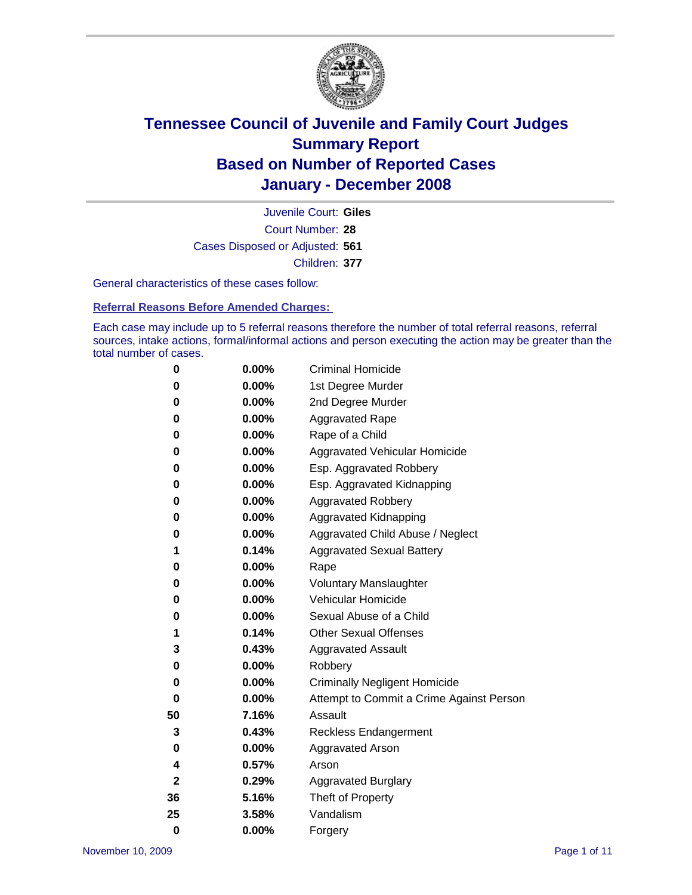# Tennessee Council of Juvenile and Family Court Judges
## Summary Report
## Based on Number of Reported Cases
## January - December 2008

Juvenile Court: **Giles**
Court Number: **28**
Cases Disposed or Adjusted: **561**
Children: **377**

General characteristics of these cases follow:

### Referral Reasons Before Amended Charges:

Each case may include up to 5 referral reasons therefore the number of total referral reasons, referral sources, intake actions, formal/informal actions and person executing the action may be greater than the total number of cases.

| Count | Percent | Referral Reason |
|---|---|---|
| 0 | 0.00% | Criminal Homicide |
| 0 | 0.00% | 1st Degree Murder |
| 0 | 0.00% | 2nd Degree Murder |
| 0 | 0.00% | Aggravated Rape |
| 0 | 0.00% | Rape of a Child |
| 0 | 0.00% | Aggravated Vehicular Homicide |
| 0 | 0.00% | Esp. Aggravated Robbery |
| 0 | 0.00% | Esp. Aggravated Kidnapping |
| 0 | 0.00% | Aggravated Robbery |
| 0 | 0.00% | Aggravated Kidnapping |
| 0 | 0.00% | Aggravated Child Abuse / Neglect |
| 1 | 0.14% | Aggravated Sexual Battery |
| 0 | 0.00% | Rape |
| 0 | 0.00% | Voluntary Manslaughter |
| 0 | 0.00% | Vehicular Homicide |
| 0 | 0.00% | Sexual Abuse of a Child |
| 1 | 0.14% | Other Sexual Offenses |
| 3 | 0.43% | Aggravated Assault |
| 0 | 0.00% | Robbery |
| 0 | 0.00% | Criminally Negligent Homicide |
| 0 | 0.00% | Attempt to Commit a Crime Against Person |
| 50 | 7.16% | Assault |
| 3 | 0.43% | Reckless Endangerment |
| 0 | 0.00% | Aggravated Arson |
| 4 | 0.57% | Arson |
| 2 | 0.29% | Aggravated Burglary |
| 36 | 5.16% | Theft of Property |
| 25 | 3.58% | Vandalism |
| 0 | 0.00% | Forgery |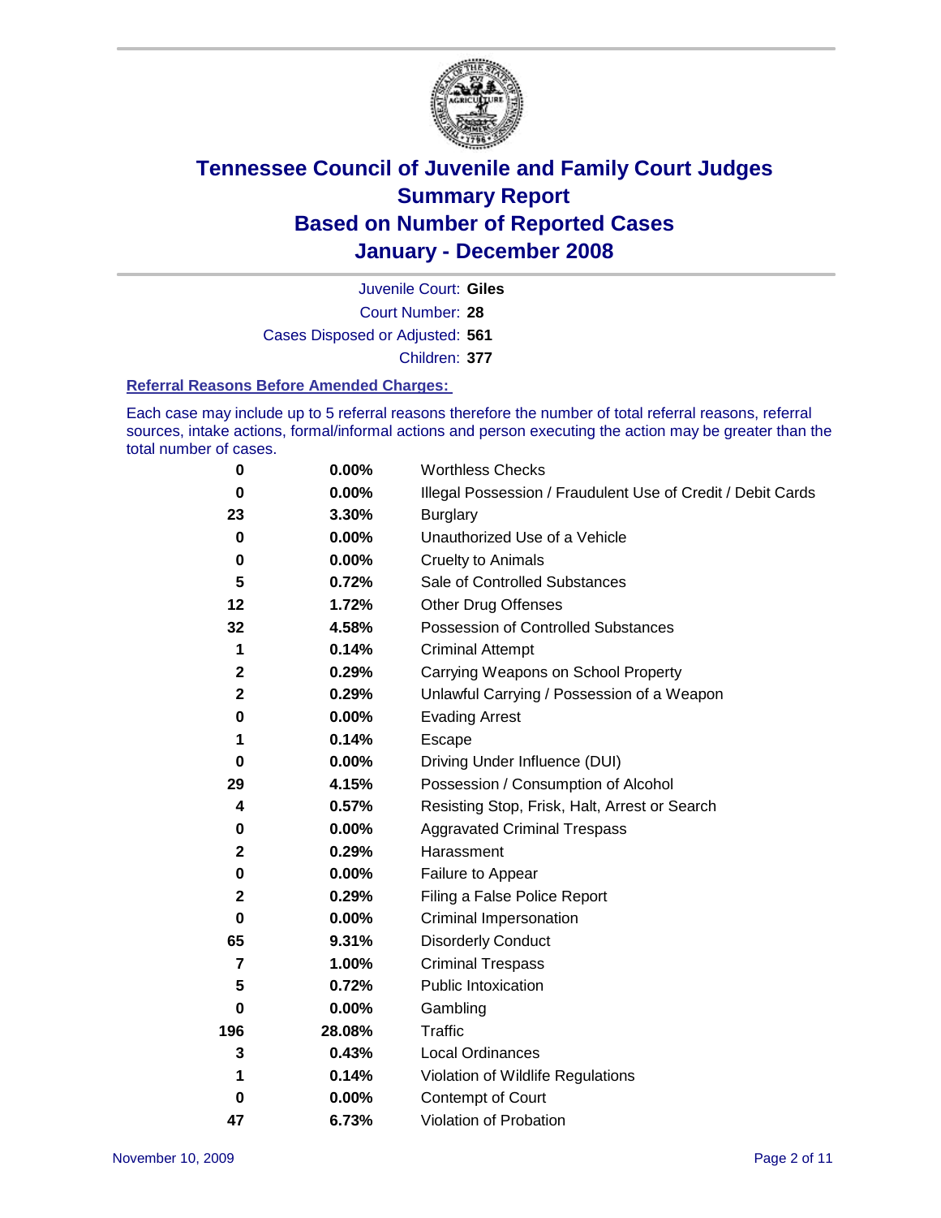# Tennessee Council of Juvenile and Family Court Judges
# Summary Report
# Based on Number of Reported Cases
# January - December 2008

Juvenile Court: **Giles**

Court Number: **28**

Cases Disposed or Adjusted: **561**

Children: **377**

### Referral Reasons Before Amended Charges:

Each case may include up to 5 referral reasons therefore the number of total referral reasons, referral sources, intake actions, formal/informal actions and person executing the action may be greater than the total number of cases.

| Count | Percent | Referral Reason |
|---|---|---|
| 0 | 0.00% | Worthless Checks |
| 0 | 0.00% | Illegal Possession / Fraudulent Use of Credit / Debit Cards |
| 23 | 3.30% | Burglary |
| 0 | 0.00% | Unauthorized Use of a Vehicle |
| 0 | 0.00% | Cruelty to Animals |
| 5 | 0.72% | Sale of Controlled Substances |
| 12 | 1.72% | Other Drug Offenses |
| 32 | 4.58% | Possession of Controlled Substances |
| 1 | 0.14% | Criminal Attempt |
| 2 | 0.29% | Carrying Weapons on School Property |
| 2 | 0.29% | Unlawful Carrying / Possession of a Weapon |
| 0 | 0.00% | Evading Arrest |
| 1 | 0.14% | Escape |
| 0 | 0.00% | Driving Under Influence (DUI) |
| 29 | 4.15% | Possession / Consumption of Alcohol |
| 4 | 0.57% | Resisting Stop, Frisk, Halt, Arrest or Search |
| 0 | 0.00% | Aggravated Criminal Trespass |
| 2 | 0.29% | Harassment |
| 0 | 0.00% | Failure to Appear |
| 2 | 0.29% | Filing a False Police Report |
| 0 | 0.00% | Criminal Impersonation |
| 65 | 9.31% | Disorderly Conduct |
| 7 | 1.00% | Criminal Trespass |
| 5 | 0.72% | Public Intoxication |
| 0 | 0.00% | Gambling |
| 196 | 28.08% | Traffic |
| 3 | 0.43% | Local Ordinances |
| 1 | 0.14% | Violation of Wildlife Regulations |
| 0 | 0.00% | Contempt of Court |
| 47 | 6.73% | Violation of Probation |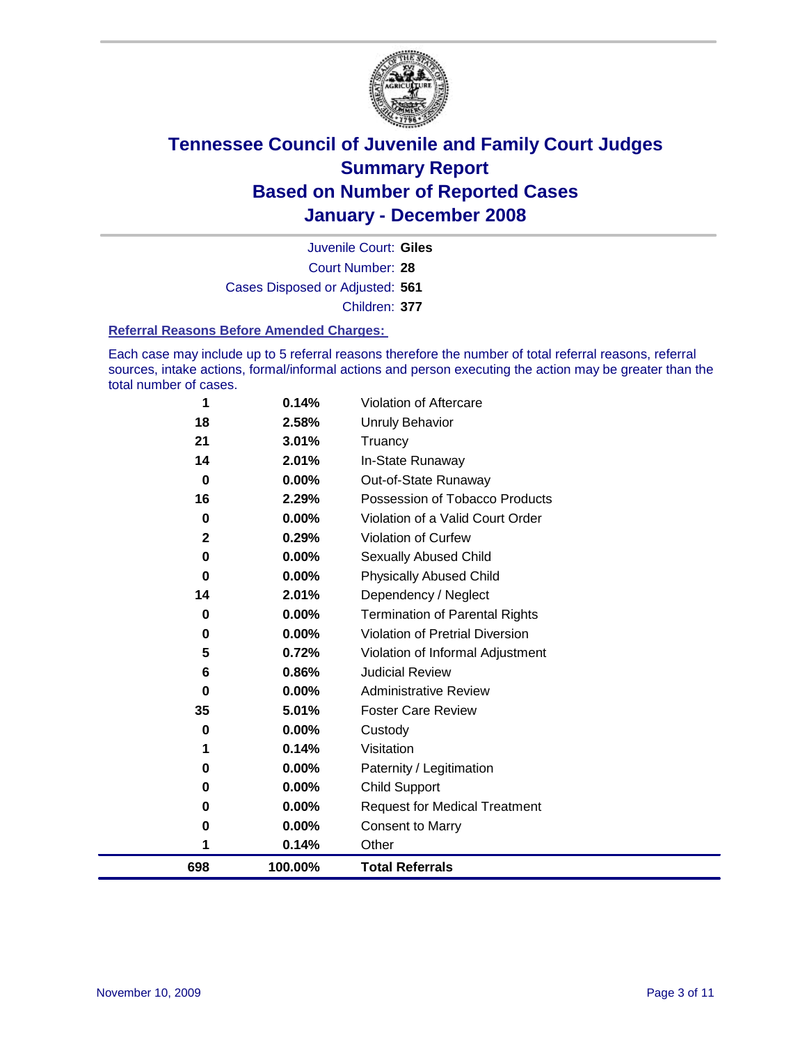# Tennessee Council of Juvenile and Family Court Judges
## Summary Report
## Based on Number of Reported Cases
## January - December 2008

Juvenile Court: **Giles**

Court Number: **28**

Cases Disposed or Adjusted: **561**

Children: **377**

### Referral Reasons Before Amended Charges:

Each case may include up to 5 referral reasons therefore the number of total referral reasons, referral sources, intake actions, formal/informal actions and person executing the action may be greater than the total number of cases.

| Count | Percent | Referral Reason |
|---|---|---|
| 1 | 0.14% | Violation of Aftercare |
| 18 | 2.58% | Unruly Behavior |
| 21 | 3.01% | Truancy |
| 14 | 2.01% | In-State Runaway |
| 0 | 0.00% | Out-of-State Runaway |
| 16 | 2.29% | Possession of Tobacco Products |
| 0 | 0.00% | Violation of a Valid Court Order |
| 2 | 0.29% | Violation of Curfew |
| 0 | 0.00% | Sexually Abused Child |
| 0 | 0.00% | Physically Abused Child |
| 14 | 2.01% | Dependency / Neglect |
| 0 | 0.00% | Termination of Parental Rights |
| 0 | 0.00% | Violation of Pretrial Diversion |
| 5 | 0.72% | Violation of Informal Adjustment |
| 6 | 0.86% | Judicial Review |
| 0 | 0.00% | Administrative Review |
| 35 | 5.01% | Foster Care Review |
| 0 | 0.00% | Custody |
| 1 | 0.14% | Visitation |
| 0 | 0.00% | Paternity / Legitimation |
| 0 | 0.00% | Child Support |
| 0 | 0.00% | Request for Medical Treatment |
| 0 | 0.00% | Consent to Marry |
| 1 | 0.14% | Other |
| **698** | **100.00%** | **Total Referrals** |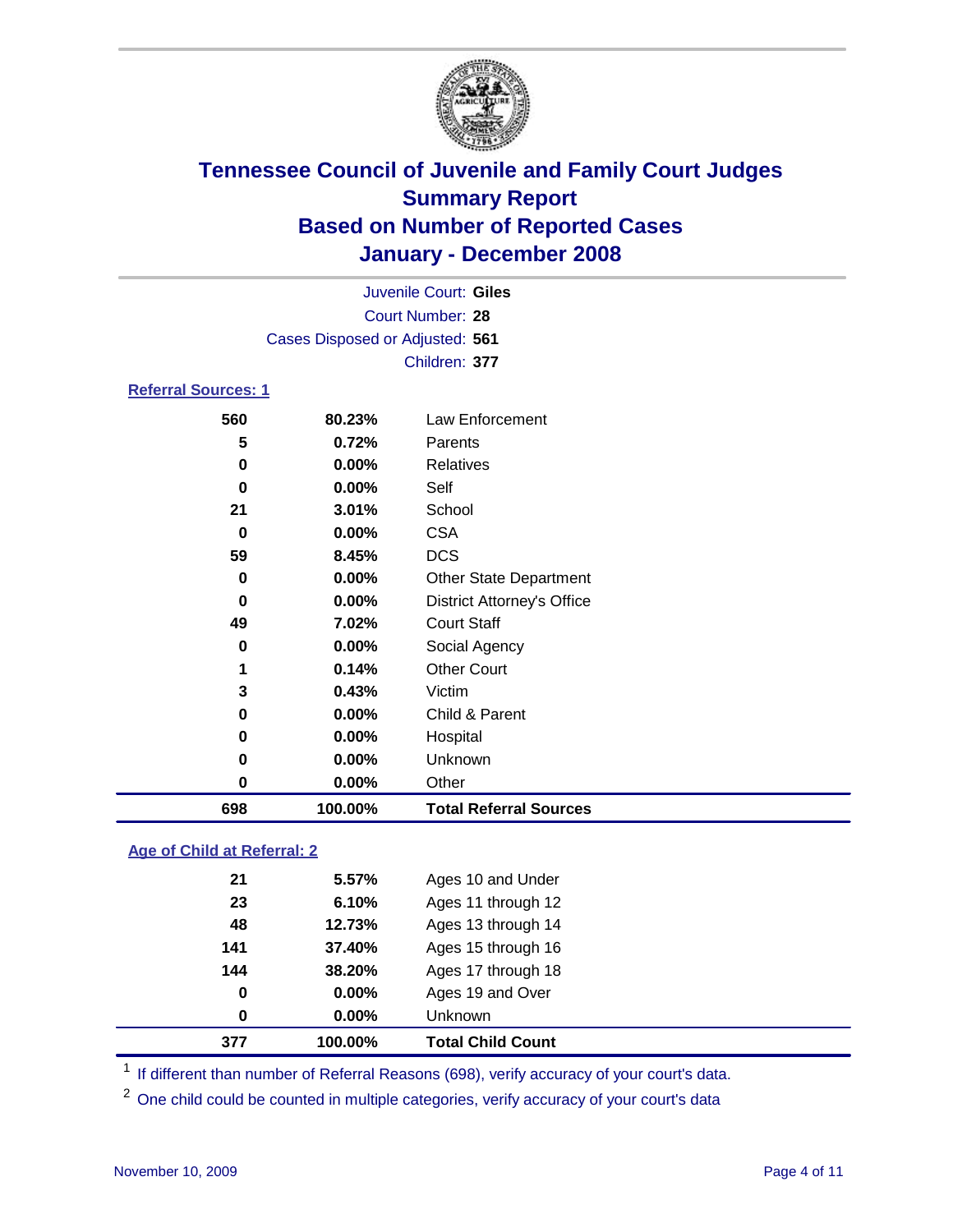# Tennessee Council of Juvenile and Family Court Judges
## Summary Report
## Based on Number of Reported Cases
## January - December 2008

Juvenile Court: **Giles**
Court Number: **28**
Cases Disposed or Adjusted: **561**
Children: **377**

### Referral Sources: 1

| Count | Percent | Source |
|---|---|---|
| 560 | 80.23% | Law Enforcement |
| 5 | 0.72% | Parents |
| 0 | 0.00% | Relatives |
| 0 | 0.00% | Self |
| 21 | 3.01% | School |
| 0 | 0.00% | CSA |
| 59 | 8.45% | DCS |
| 0 | 0.00% | Other State Department |
| 0 | 0.00% | District Attorney's Office |
| 49 | 7.02% | Court Staff |
| 0 | 0.00% | Social Agency |
| 1 | 0.14% | Other Court |
| 3 | 0.43% | Victim |
| 0 | 0.00% | Child & Parent |
| 0 | 0.00% | Hospital |
| 0 | 0.00% | Unknown |
| 0 | 0.00% | Other |
| **698** | **100.00%** | **Total Referral Sources** |

### Age of Child at Referral: 2

| Count | Percent | Age |
|---|---|---|
| 21 | 5.57% | Ages 10 and Under |
| 23 | 6.10% | Ages 11 through 12 |
| 48 | 12.73% | Ages 13 through 14 |
| 141 | 37.40% | Ages 15 through 16 |
| 144 | 38.20% | Ages 17 through 18 |
| 0 | 0.00% | Ages 19 and Over |
| 0 | 0.00% | Unknown |
| **377** | **100.00%** | **Total Child Count** |

[1] If different than number of Referral Reasons (698), verify accuracy of your court's data.

[2] One child could be counted in multiple categories, verify accuracy of your court's data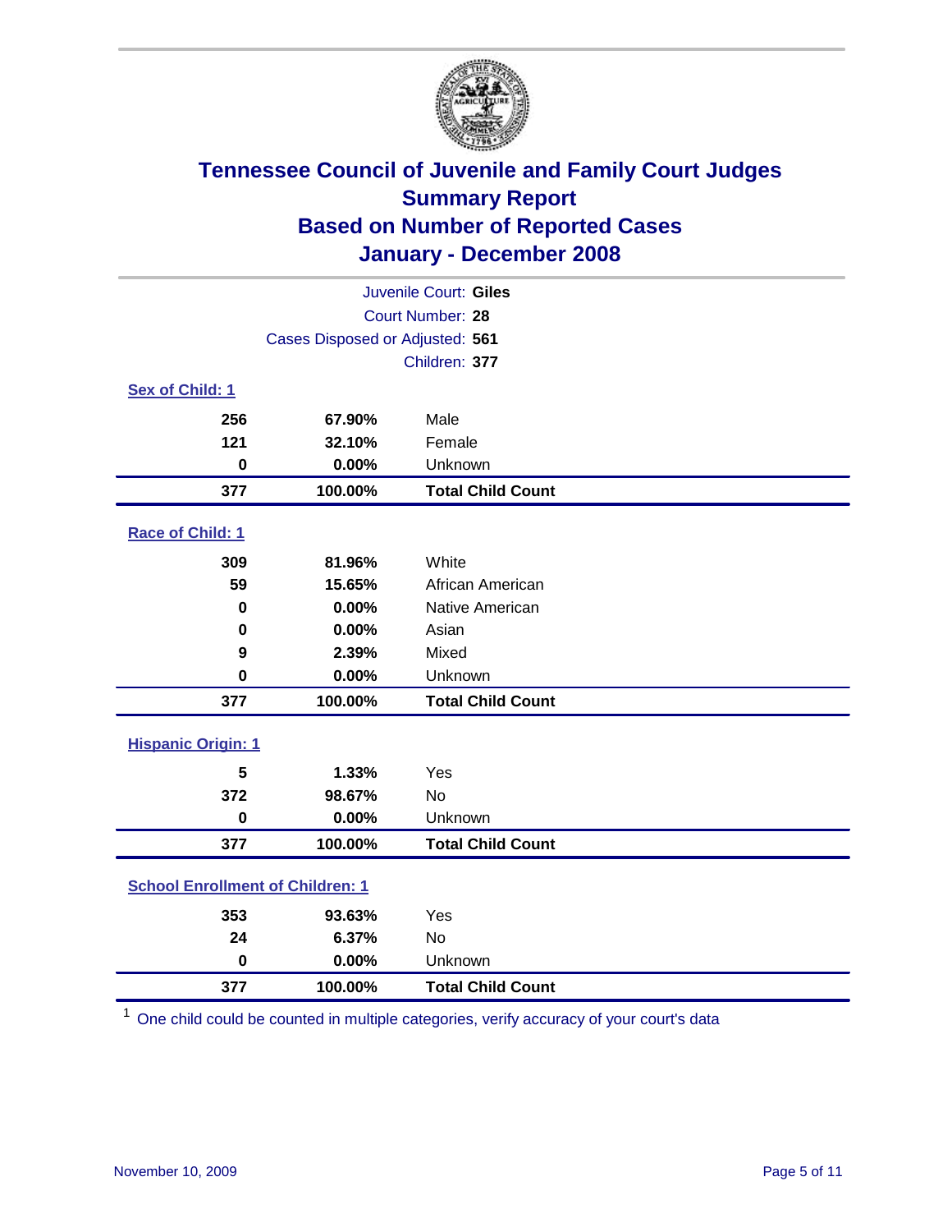# Tennessee Council of Juvenile and Family Court Judges
## Summary Report
## Based on Number of Reported Cases
## January - December 2008

Juvenile Court: **Giles**
Court Number: **28**
Cases Disposed or Adjusted: **561**
Children: **377**

### Sex of Child: 1

| Count | Percent | Category |
|---|---|---|
| 256 | 67.90% | Male |
| 121 | 32.10% | Female |
| 0 | 0.00% | Unknown |
| **377** | **100.00%** | **Total Child Count** |

### Race of Child: 1

| Count | Percent | Category |
|---|---|---|
| 309 | 81.96% | White |
| 59 | 15.65% | African American |
| 0 | 0.00% | Native American |
| 0 | 0.00% | Asian |
| 9 | 2.39% | Mixed |
| 0 | 0.00% | Unknown |
| **377** | **100.00%** | **Total Child Count** |

### Hispanic Origin: 1

| Count | Percent | Category |
|---|---|---|
| 5 | 1.33% | Yes |
| 372 | 98.67% | No |
| 0 | 0.00% | Unknown |
| **377** | **100.00%** | **Total Child Count** |

### School Enrollment of Children: 1

| Count | Percent | Category |
|---|---|---|
| 353 | 93.63% | Yes |
| 24 | 6.37% | No |
| 0 | 0.00% | Unknown |
| **377** | **100.00%** | **Total Child Count** |

[1] One child could be counted in multiple categories, verify accuracy of your court's data

November 10, 2009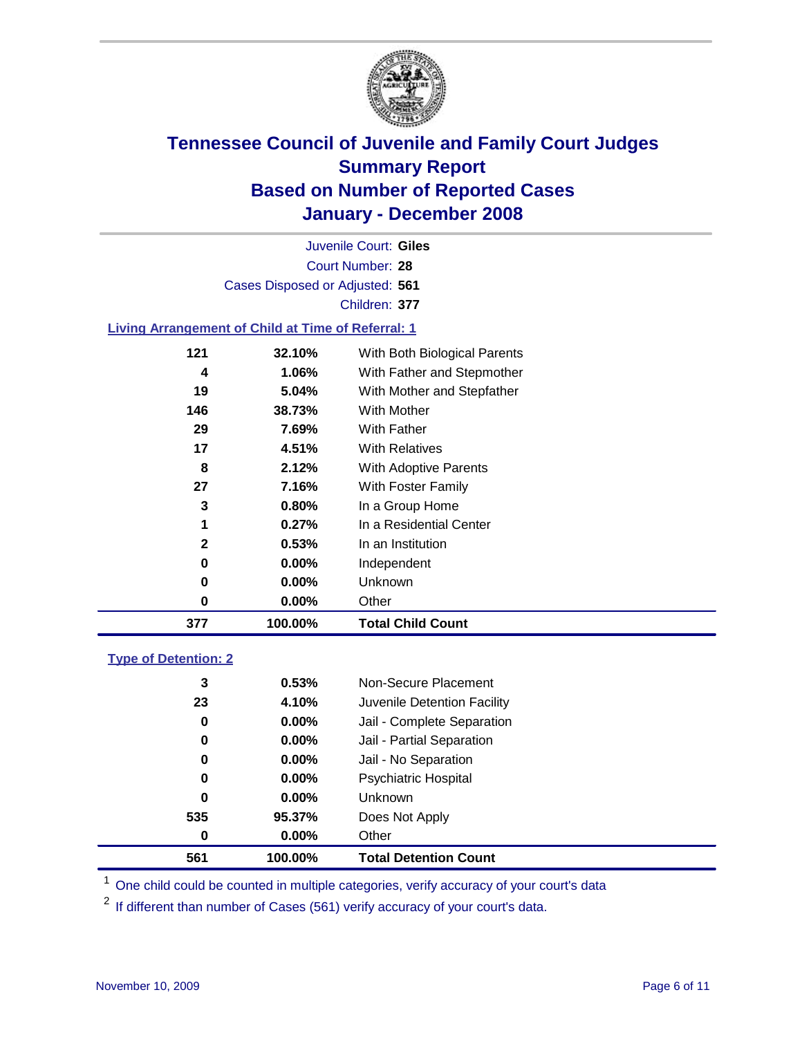# Tennessee Council of Juvenile and Family Court Judges
## Summary Report
## Based on Number of Reported Cases
## January - December 2008

Juvenile Court: **Giles**
Court Number: **28**
Cases Disposed or Adjusted: **561**
Children: **377**

### Living Arrangement of Child at Time of Referral: 1

| Count | Percent | Category |
|---|---|---|
| 121 | 32.10% | With Both Biological Parents |
| 4 | 1.06% | With Father and Stepmother |
| 19 | 5.04% | With Mother and Stepfather |
| 146 | 38.73% | With Mother |
| 29 | 7.69% | With Father |
| 17 | 4.51% | With Relatives |
| 8 | 2.12% | With Adoptive Parents |
| 27 | 7.16% | With Foster Family |
| 3 | 0.80% | In a Group Home |
| 1 | 0.27% | In a Residential Center |
| 2 | 0.53% | In an Institution |
| 0 | 0.00% | Independent |
| 0 | 0.00% | Unknown |
| 0 | 0.00% | Other |
| **377** | **100.00%** | **Total Child Count** |

### Type of Detention: 2

| Count | Percent | Category |
|---|---|---|
| 3 | 0.53% | Non-Secure Placement |
| 23 | 4.10% | Juvenile Detention Facility |
| 0 | 0.00% | Jail - Complete Separation |
| 0 | 0.00% | Jail - Partial Separation |
| 0 | 0.00% | Jail - No Separation |
| 0 | 0.00% | Psychiatric Hospital |
| 0 | 0.00% | Unknown |
| 535 | 95.37% | Does Not Apply |
| 0 | 0.00% | Other |
| **561** | **100.00%** | **Total Detention Count** |

[1] One child could be counted in multiple categories, verify accuracy of your court's data

[2] If different than number of Cases (561) verify accuracy of your court's data.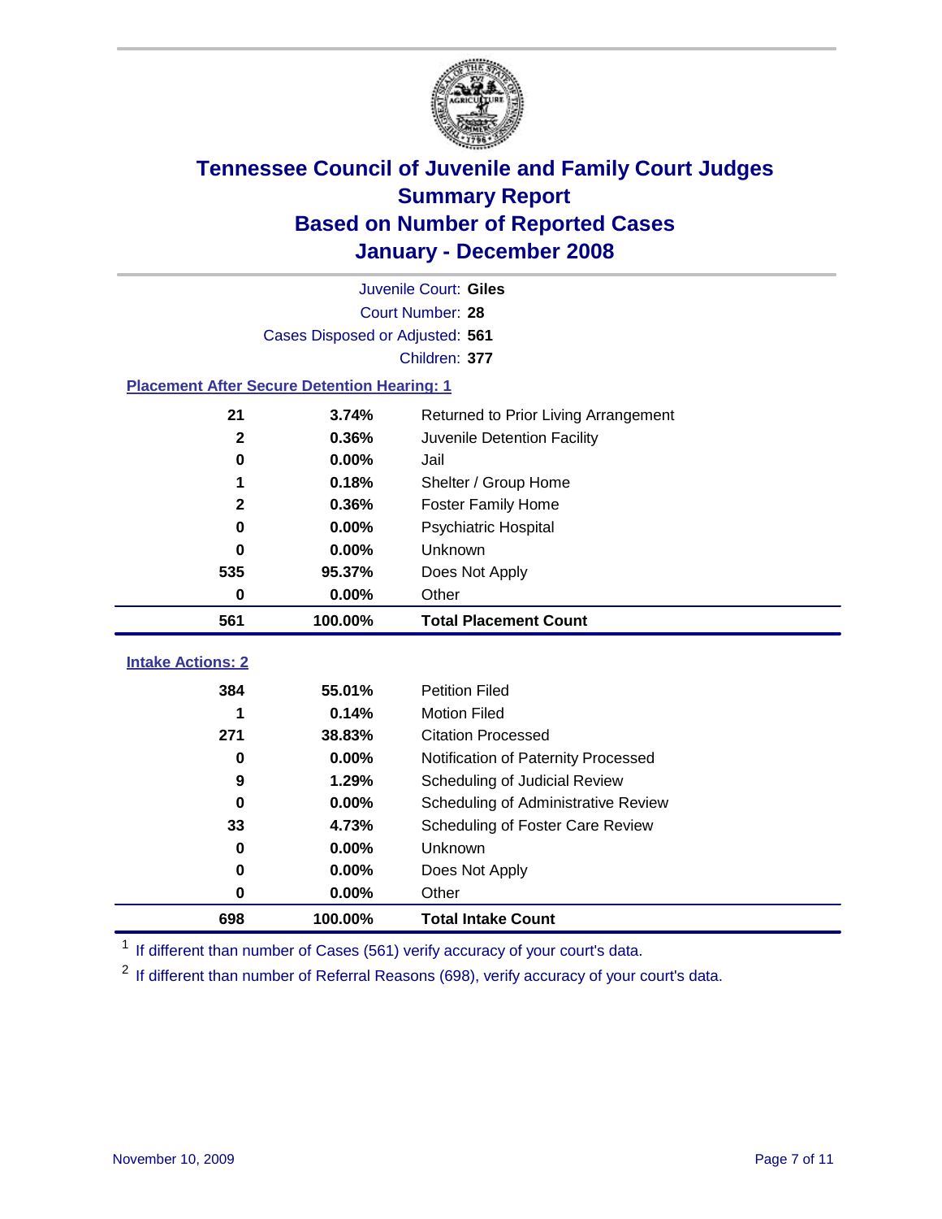# Tennessee Council of Juvenile and Family Court Judges
## Summary Report
## Based on Number of Reported Cases
## January - December 2008

Juvenile Court: **Giles**

Court Number: **28**

Cases Disposed or Adjusted: **561**

Children: **377**

### Placement After Secure Detention Hearing: 1

| Count | Percent | Placement |
|---|---|---|
| 21 | 3.74% | Returned to Prior Living Arrangement |
| 2 | 0.36% | Juvenile Detention Facility |
| 0 | 0.00% | Jail |
| 1 | 0.18% | Shelter / Group Home |
| 2 | 0.36% | Foster Family Home |
| 0 | 0.00% | Psychiatric Hospital |
| 0 | 0.00% | Unknown |
| 535 | 95.37% | Does Not Apply |
| 0 | 0.00% | Other |
| **561** | **100.00%** | **Total Placement Count** |

### Intake Actions: 2

| Count | Percent | Intake Action |
|---|---|---|
| 384 | 55.01% | Petition Filed |
| 1 | 0.14% | Motion Filed |
| 271 | 38.83% | Citation Processed |
| 0 | 0.00% | Notification of Paternity Processed |
| 9 | 1.29% | Scheduling of Judicial Review |
| 0 | 0.00% | Scheduling of Administrative Review |
| 33 | 4.73% | Scheduling of Foster Care Review |
| 0 | 0.00% | Unknown |
| 0 | 0.00% | Does Not Apply |
| 0 | 0.00% | Other |
| **698** | **100.00%** | **Total Intake Count** |

[1] If different than number of Cases (561) verify accuracy of your court's data.

[2] If different than number of Referral Reasons (698), verify accuracy of your court's data.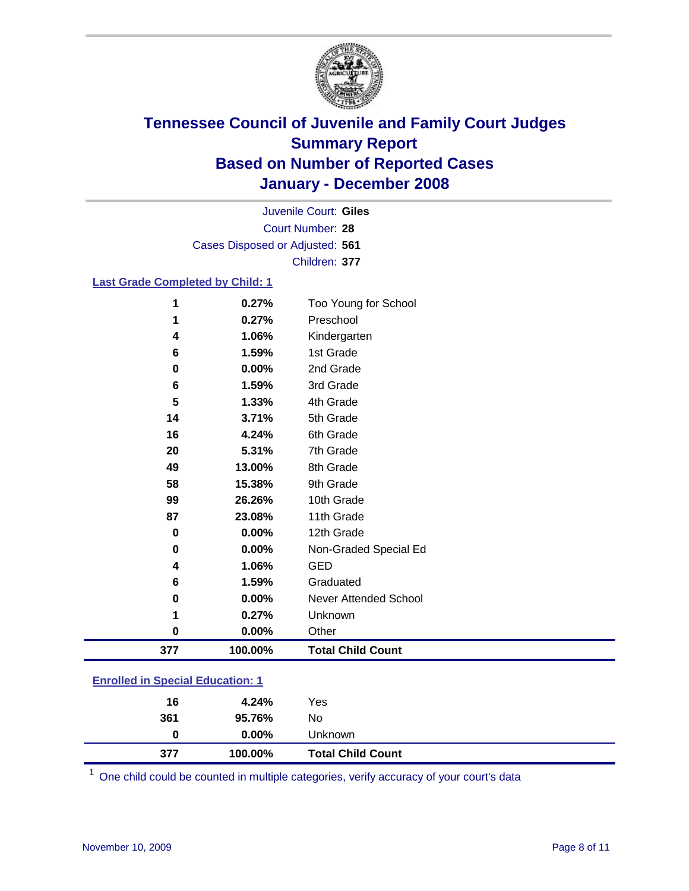# Tennessee Council of Juvenile and Family Court Judges
## Summary Report
## Based on Number of Reported Cases
## January - December 2008

Juvenile Court: **Giles**
Court Number: **28**
Cases Disposed or Adjusted: **561**
Children: **377**

### Last Grade Completed by Child: 1

| Count | Percent | Category |
|---|---|---|
| 1 | 0.27% | Too Young for School |
| 1 | 0.27% | Preschool |
| 4 | 1.06% | Kindergarten |
| 6 | 1.59% | 1st Grade |
| 0 | 0.00% | 2nd Grade |
| 6 | 1.59% | 3rd Grade |
| 5 | 1.33% | 4th Grade |
| 14 | 3.71% | 5th Grade |
| 16 | 4.24% | 6th Grade |
| 20 | 5.31% | 7th Grade |
| 49 | 13.00% | 8th Grade |
| 58 | 15.38% | 9th Grade |
| 99 | 26.26% | 10th Grade |
| 87 | 23.08% | 11th Grade |
| 0 | 0.00% | 12th Grade |
| 0 | 0.00% | Non-Graded Special Ed |
| 4 | 1.06% | GED |
| 6 | 1.59% | Graduated |
| 0 | 0.00% | Never Attended School |
| 1 | 0.27% | Unknown |
| 0 | 0.00% | Other |
| **377** | **100.00%** | **Total Child Count** |

### Enrolled in Special Education: 1

| Count | Percent | Category |
|---|---|---|
| 16 | 4.24% | Yes |
| 361 | 95.76% | No |
| 0 | 0.00% | Unknown |
| **377** | **100.00%** | **Total Child Count** |

[1] One child could be counted in multiple categories, verify accuracy of your court's data

November 10, 2009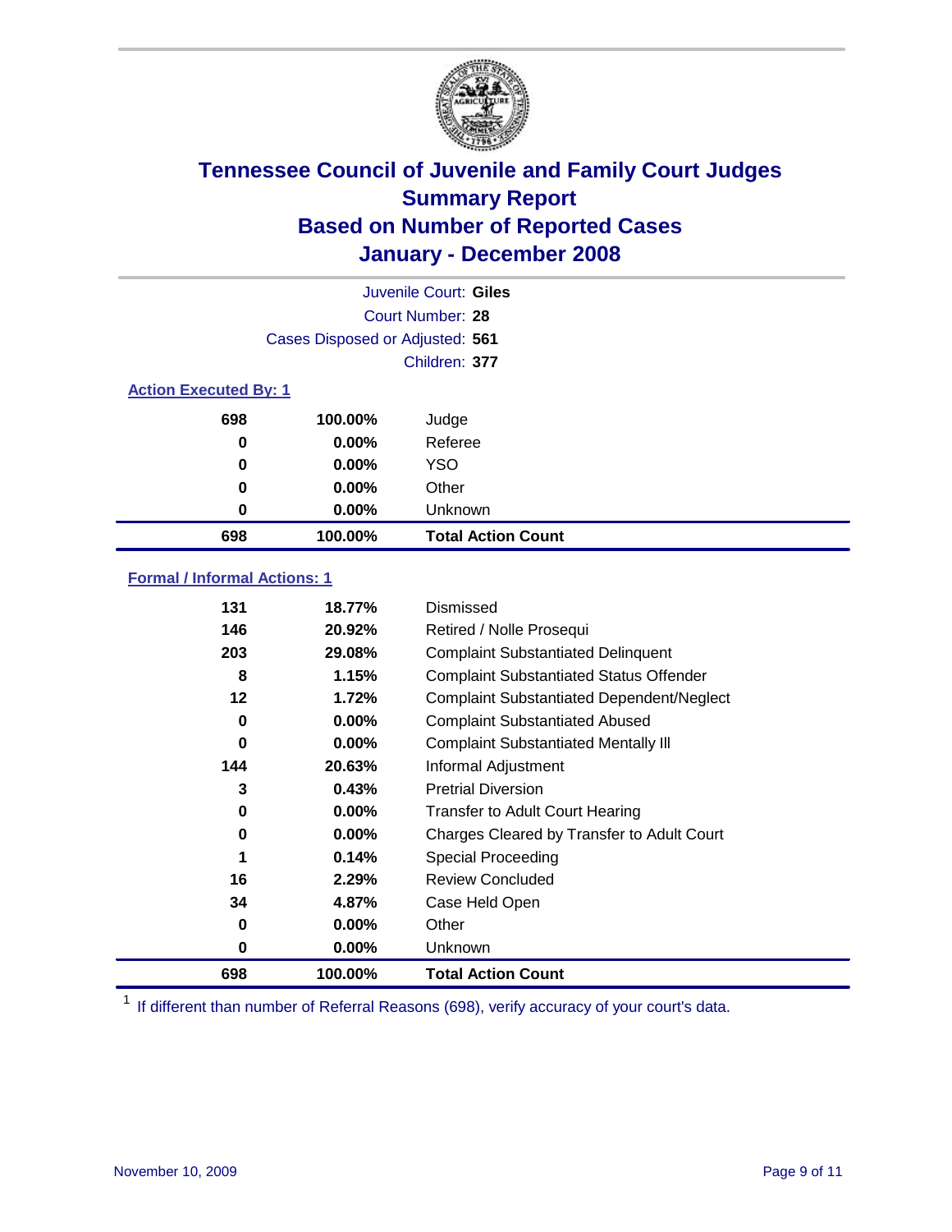# Tennessee Council of Juvenile and Family Court Judges
## Summary Report
## Based on Number of Reported Cases
## January - December 2008

Juvenile Court: **Giles**
Court Number: **28**
Cases Disposed or Adjusted: **561**
Children: **377**

### Action Executed By: 1

| | | |
|---|---|---|
| 698 | 100.00% | Judge |
| 0 | 0.00% | Referee |
| 0 | 0.00% | YSO |
| 0 | 0.00% | Other |
| 0 | 0.00% | Unknown |
| **698** | **100.00%** | **Total Action Count** |

### Formal / Informal Actions: 1

| | | |
|---|---|---|
| 131 | 18.77% | Dismissed |
| 146 | 20.92% | Retired / Nolle Prosequi |
| 203 | 29.08% | Complaint Substantiated Delinquent |
| 8 | 1.15% | Complaint Substantiated Status Offender |
| 12 | 1.72% | Complaint Substantiated Dependent/Neglect |
| 0 | 0.00% | Complaint Substantiated Abused |
| 0 | 0.00% | Complaint Substantiated Mentally Ill |
| 144 | 20.63% | Informal Adjustment |
| 3 | 0.43% | Pretrial Diversion |
| 0 | 0.00% | Transfer to Adult Court Hearing |
| 0 | 0.00% | Charges Cleared by Transfer to Adult Court |
| 1 | 0.14% | Special Proceeding |
| 16 | 2.29% | Review Concluded |
| 34 | 4.87% | Case Held Open |
| 0 | 0.00% | Other |
| 0 | 0.00% | Unknown |
| **698** | **100.00%** | **Total Action Count** |

[1] If different than number of Referral Reasons (698), verify accuracy of your court's data.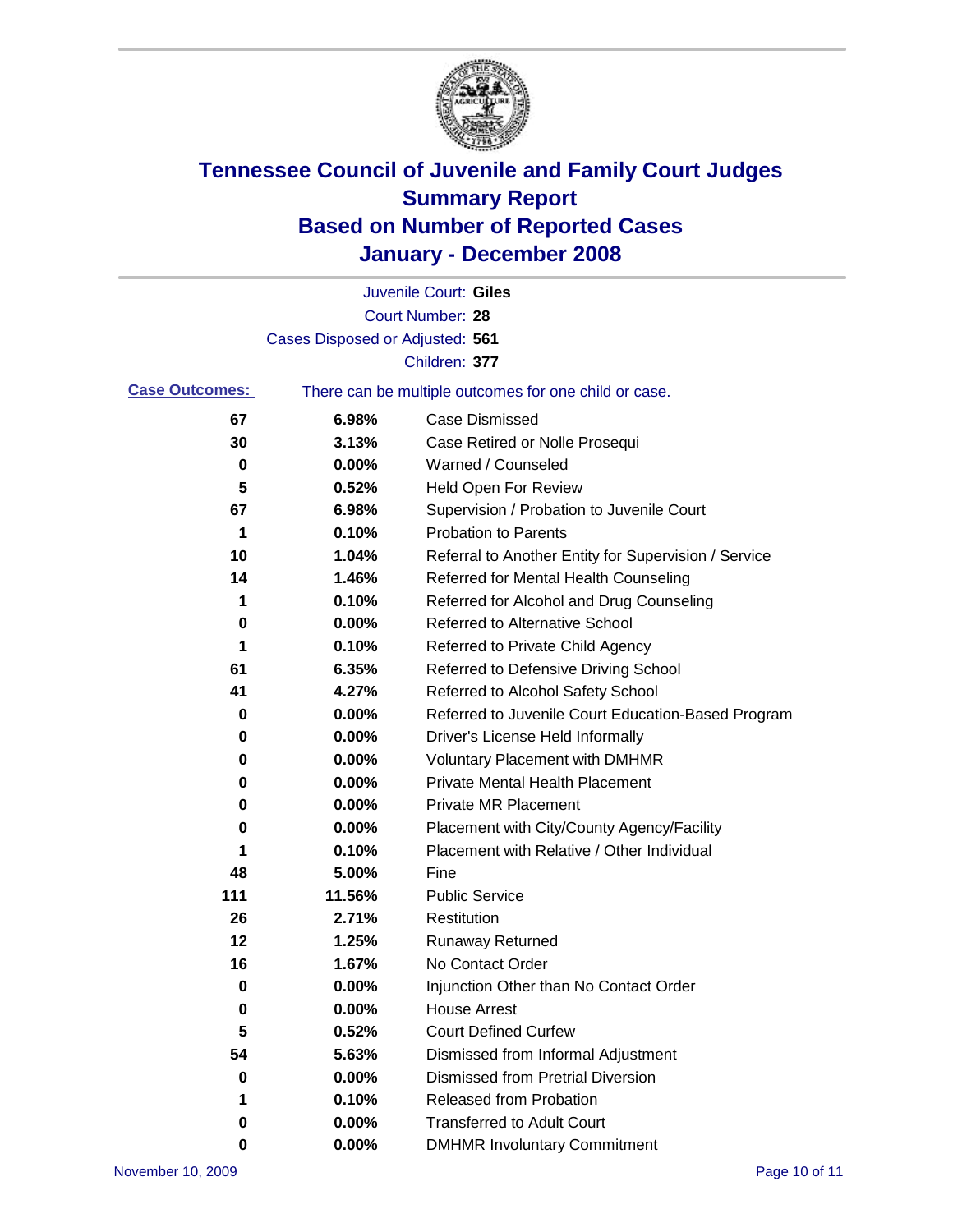# Tennessee Council of Juvenile and Family Court Judges
## Summary Report
## Based on Number of Reported Cases
## January - December 2008

Juvenile Court: **Giles**
Court Number: **28**
Cases Disposed or Adjusted: **561**
Children: **377**

**Case Outcomes:** There can be multiple outcomes for one child or case.

| Count | Percent | Outcome |
|---|---|---|
| 67 | 6.98% | Case Dismissed |
| 30 | 3.13% | Case Retired or Nolle Prosequi |
| 0 | 0.00% | Warned / Counseled |
| 5 | 0.52% | Held Open For Review |
| 67 | 6.98% | Supervision / Probation to Juvenile Court |
| 1 | 0.10% | Probation to Parents |
| 10 | 1.04% | Referral to Another Entity for Supervision / Service |
| 14 | 1.46% | Referred for Mental Health Counseling |
| 1 | 0.10% | Referred for Alcohol and Drug Counseling |
| 0 | 0.00% | Referred to Alternative School |
| 1 | 0.10% | Referred to Private Child Agency |
| 61 | 6.35% | Referred to Defensive Driving School |
| 41 | 4.27% | Referred to Alcohol Safety School |
| 0 | 0.00% | Referred to Juvenile Court Education-Based Program |
| 0 | 0.00% | Driver's License Held Informally |
| 0 | 0.00% | Voluntary Placement with DMHMR |
| 0 | 0.00% | Private Mental Health Placement |
| 0 | 0.00% | Private MR Placement |
| 0 | 0.00% | Placement with City/County Agency/Facility |
| 1 | 0.10% | Placement with Relative / Other Individual |
| 48 | 5.00% | Fine |
| 111 | 11.56% | Public Service |
| 26 | 2.71% | Restitution |
| 12 | 1.25% | Runaway Returned |
| 16 | 1.67% | No Contact Order |
| 0 | 0.00% | Injunction Other than No Contact Order |
| 0 | 0.00% | House Arrest |
| 5 | 0.52% | Court Defined Curfew |
| 54 | 5.63% | Dismissed from Informal Adjustment |
| 0 | 0.00% | Dismissed from Pretrial Diversion |
| 1 | 0.10% | Released from Probation |
| 0 | 0.00% | Transferred to Adult Court |
| 0 | 0.00% | DMHMR Involuntary Commitment |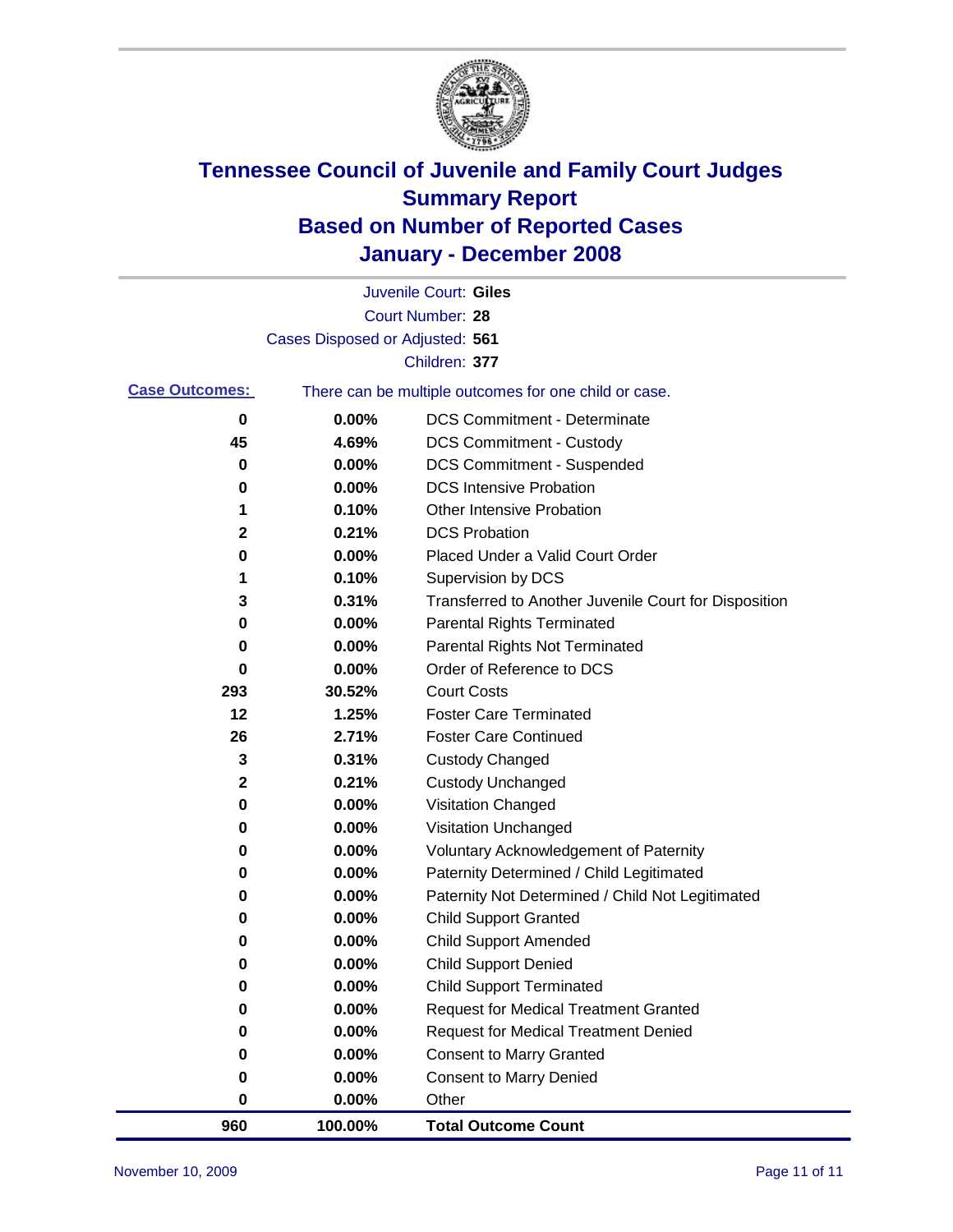# Tennessee Council of Juvenile and Family Court Judges
## Summary Report
## Based on Number of Reported Cases
## January - December 2008

Juvenile Court: **Giles**
Court Number: **28**
Cases Disposed or Adjusted: **561**
Children: **377**

**Case Outcomes:** There can be multiple outcomes for one child or case.

| | | |
|---|---|---|
| 0 | 0.00% | DCS Commitment - Determinate |
| 45 | 4.69% | DCS Commitment - Custody |
| 0 | 0.00% | DCS Commitment - Suspended |
| 0 | 0.00% | DCS Intensive Probation |
| 1 | 0.10% | Other Intensive Probation |
| 2 | 0.21% | DCS Probation |
| 0 | 0.00% | Placed Under a Valid Court Order |
| 1 | 0.10% | Supervision by DCS |
| 3 | 0.31% | Transferred to Another Juvenile Court for Disposition |
| 0 | 0.00% | Parental Rights Terminated |
| 0 | 0.00% | Parental Rights Not Terminated |
| 0 | 0.00% | Order of Reference to DCS |
| 293 | 30.52% | Court Costs |
| 12 | 1.25% | Foster Care Terminated |
| 26 | 2.71% | Foster Care Continued |
| 3 | 0.31% | Custody Changed |
| 2 | 0.21% | Custody Unchanged |
| 0 | 0.00% | Visitation Changed |
| 0 | 0.00% | Visitation Unchanged |
| 0 | 0.00% | Voluntary Acknowledgement of Paternity |
| 0 | 0.00% | Paternity Determined / Child Legitimated |
| 0 | 0.00% | Paternity Not Determined / Child Not Legitimated |
| 0 | 0.00% | Child Support Granted |
| 0 | 0.00% | Child Support Amended |
| 0 | 0.00% | Child Support Denied |
| 0 | 0.00% | Child Support Terminated |
| 0 | 0.00% | Request for Medical Treatment Granted |
| 0 | 0.00% | Request for Medical Treatment Denied |
| 0 | 0.00% | Consent to Marry Granted |
| 0 | 0.00% | Consent to Marry Denied |
| 0 | 0.00% | Other |
| **960** | **100.00%** | **Total Outcome Count** |